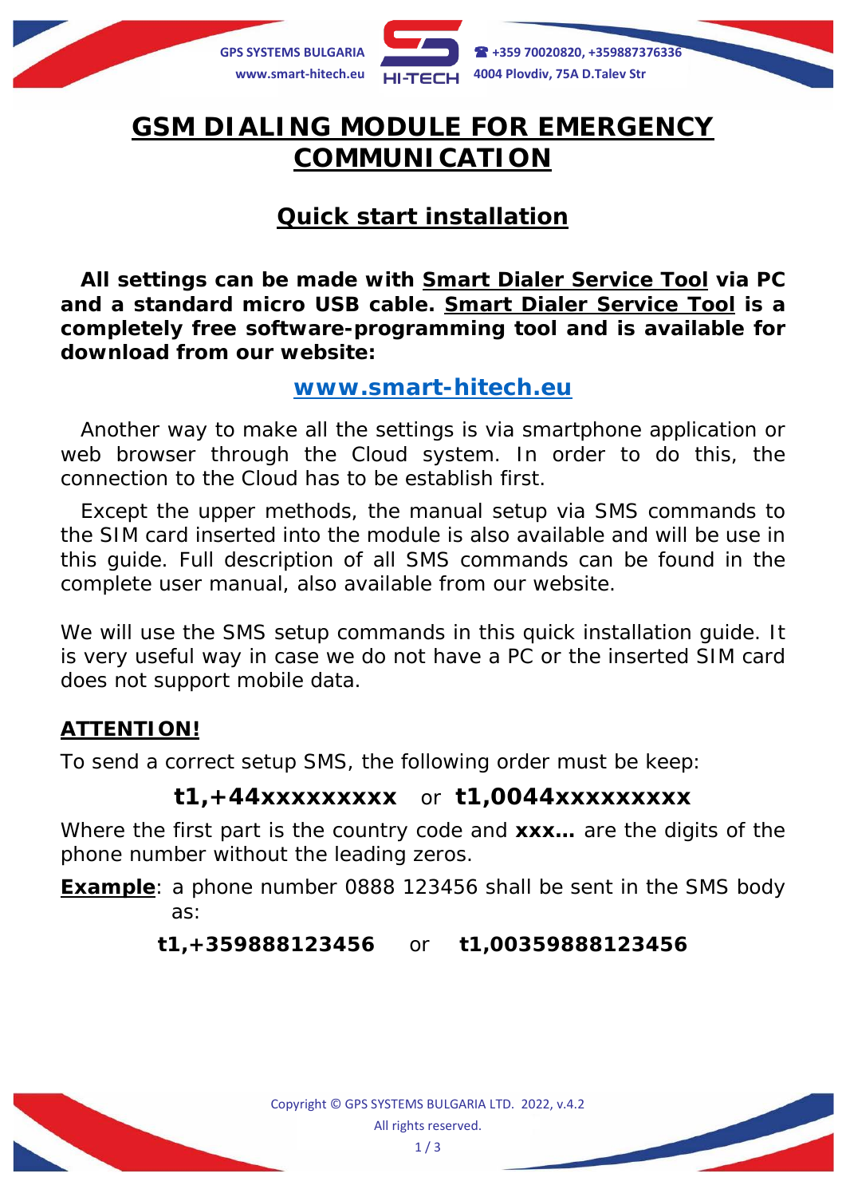# GSM DIALING MODULE FOR EMERGENCY COMMUNICATION

## Quick start installation

**All settings can be made with Smart Dialer Service Tool via PC and a standard micro USB cable. Smart Dialer Service Tool is a completely free software-programming tool and is available for download from our website:**

**www.smart-hitech.eu**

Another way to make all the settings is via smartphone application or web browser through the Cloud system. In order to do this, the connection to the Cloud has to be establish first.

Except the upper methods, the manual setup via SMS commands to the SIM card inserted into the module is also available and will be use in this guide. Full description of all SMS commands can be found in the complete user manual, also available from our website.

We will use the SMS setup commands in this quick installation guide. It is very useful way in case we do not have a PC or the inserted SIM card does not support mobile data.

**ATTENTION!**

To send a correct setup SMS, the following order must be keep:

**t1,+44xxxxxxxxx** or **t1,0044xxxxxxxxx**

Where the first part is the country code and **xxx…** are the digits of the phone number without the leading zeros.

**Example**: a phone number 0888 123456 shall be sent in the SMS body as:

**t1,+359888123456** or **t1,00359888123456**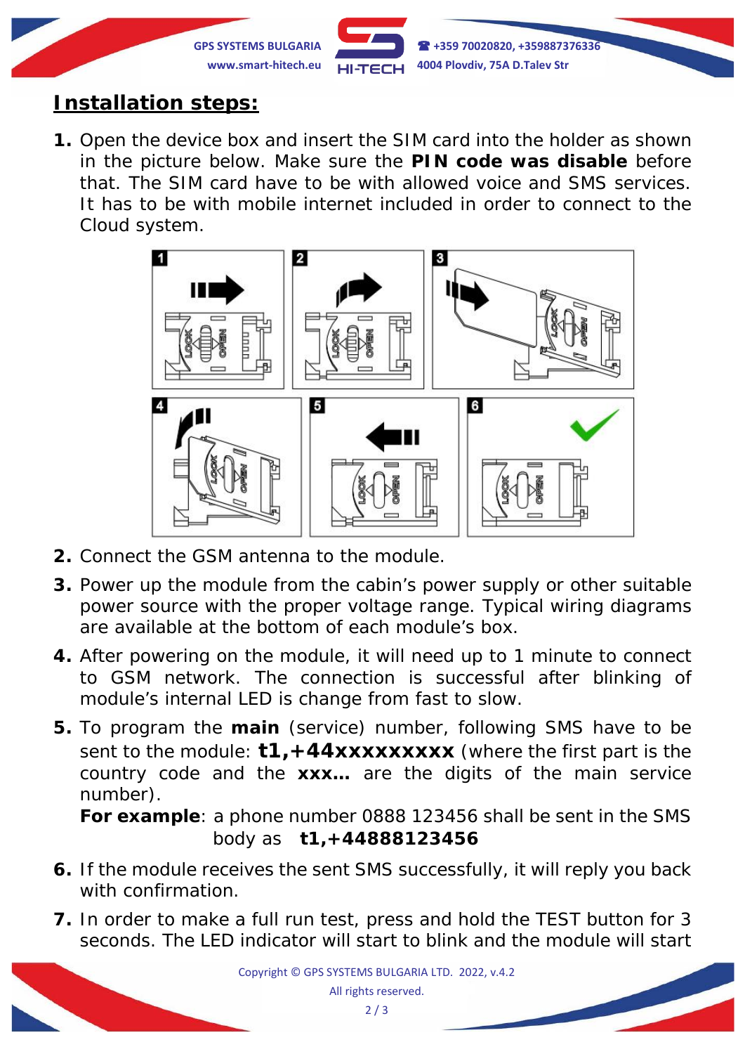## Installation steps:

1. Open the device box and insert the SIM card into the holder as shown in the picture below. Make sure the **PIN code was disable** before that. The SIM card have to be with allowed voice and SMS services. It has to be with mobile internet included in order to connect to the Cloud system.

2. Connect the GSM antenna to the module.

3. Power up the module from the cabin's power supply or other suitable power source with the proper voltage range. Typical wiring diagrams are available at the bottom of each module's box.

4. After powering on the module, it will need up to 1 minute to connect to GSM network. The connection is successful after blinking of module's internal LED is change from fast to slow.

5. To program the **main** (service) number, following SMS have to be sent to the module: **t1,+44xxxxxxxxx** (where the first part is the country code and the **xxx…** are the digits of the main service number).

   **For example**: a phone number 0888 123456 shall be sent in the SMS body as **t1,+44888123456**

6. If the module receives the sent SMS successfully, it will reply you back with confirmation.

7. In order to make a full run test, press and hold the TEST button for 3 seconds. The LED indicator will start to blink and the module will start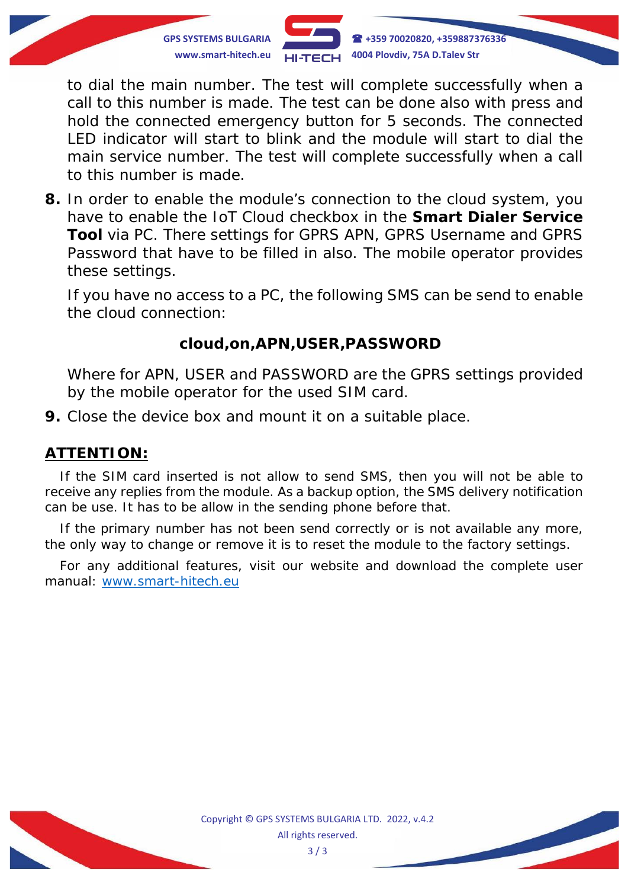to dial the main number. The test will complete successfully when a call to this number is made. The test can be done also with press and hold the connected emergency button for 5 seconds. The connected LED indicator will start to blink and the module will start to dial the main service number. The test will complete successfully when a call to this number is made.

8. In order to enable the module's connection to the cloud system, you have to enable the IoT Cloud checkbox in the **Smart Dialer Service Tool** via PC. There settings for GPRS APN, GPRS Username and GPRS Password that have to be filled in also. The mobile operator provides these settings.

   If you have no access to a PC, the following SMS can be send to enable the cloud connection:

   **cloud,on,APN,USER,PASSWORD**

   Where for APN, USER and PASSWORD are the GPRS settings provided by the mobile operator for the used SIM card.

9. Close the device box and mount it on a suitable place.

## ATTENTION:

If the SIM card inserted is not allow to send SMS, then you will not be able to receive any replies from the module. As a backup option, the SMS delivery notification can be use. It has to be allow in the sending phone before that.

If the primary number has not been send correctly or is not available any more, the only way to change or remove it is to reset the module to the factory settings.

For any additional features, visit our website and download the complete user manual: www.smart-hitech.eu